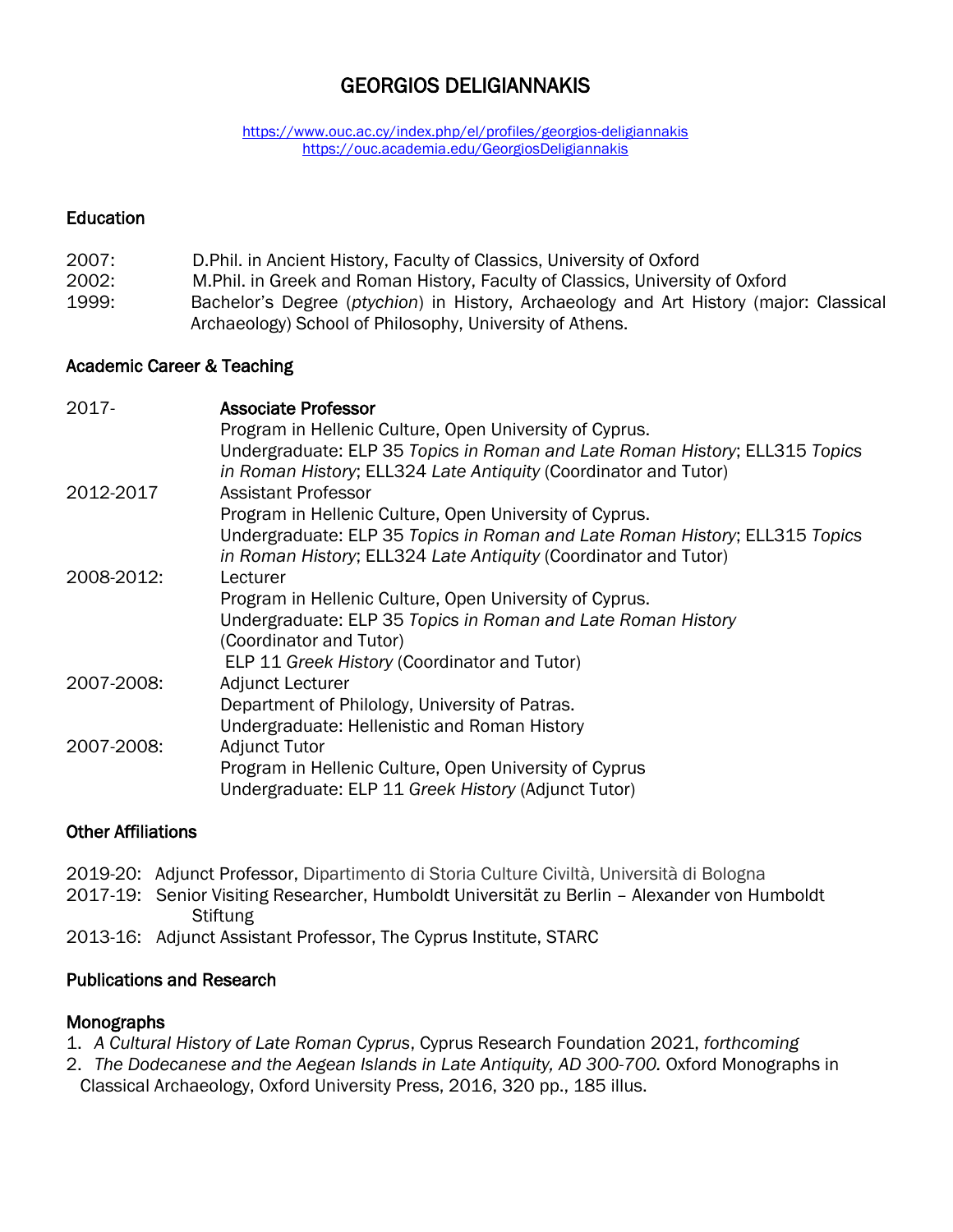# GEORGIOS DELIGIANNAKIS

https://www.ouc.ac.cy/index.php/el/profiles/georgios-deligiannakis
https://ouc.academia.edu/GeorgiosDeligiannakis

## Education

2007: D.Phil. in Ancient History, Faculty of Classics, University of Oxford
2002: M.Phil. in Greek and Roman History, Faculty of Classics, University of Oxford
1999: Bachelor's Degree (*ptychion*) in History, Archaeology and Art History (major: Classical Archaeology) School of Philosophy, University of Athens.

## Academic Career & Teaching

2017- **Associate Professor**
Program in Hellenic Culture, Open University of Cyprus.
Undergraduate: ELP 35 *Topics in Roman and Late Roman History*; ELL315 *Topics in Roman History*; ELL324 *Late Antiquity* (Coordinator and Tutor)

2012-2017 Assistant Professor
Program in Hellenic Culture, Open University of Cyprus.
Undergraduate: ELP 35 *Topics in Roman and Late Roman History*; ELL315 *Topics in Roman History*; ELL324 *Late Antiquity* (Coordinator and Tutor)

2008-2012: Lecturer
Program in Hellenic Culture, Open University of Cyprus.
Undergraduate: ELP 35 *Topics in Roman and Late Roman History* (Coordinator and Tutor)
ELP 11 *Greek History* (Coordinator and Tutor)

2007-2008: Adjunct Lecturer
Department of Philology, University of Patras.
Undergraduate: Hellenistic and Roman History

2007-2008: Adjunct Tutor
Program in Hellenic Culture, Open University of Cyprus
Undergraduate: ELP 11 *Greek History* (Adjunct Tutor)

## Other Affiliations

2019-20: Adjunct Professor, Dipartimento di Storia Culture Civiltà, Università di Bologna
2017-19: Senior Visiting Researcher, Humboldt Universität zu Berlin – Alexander von Humboldt Stiftung
2013-16: Adjunct Assistant Professor, The Cyprus Institute, STARC

## Publications and Research

### Monographs

1. *A Cultural History of Late Roman Cyprus*, Cyprus Research Foundation 2021, *forthcoming*
2. *The Dodecanese and the Aegean Islands in Late Antiquity, AD 300-700.* Oxford Monographs in Classical Archaeology, Oxford University Press, 2016, 320 pp., 185 illus.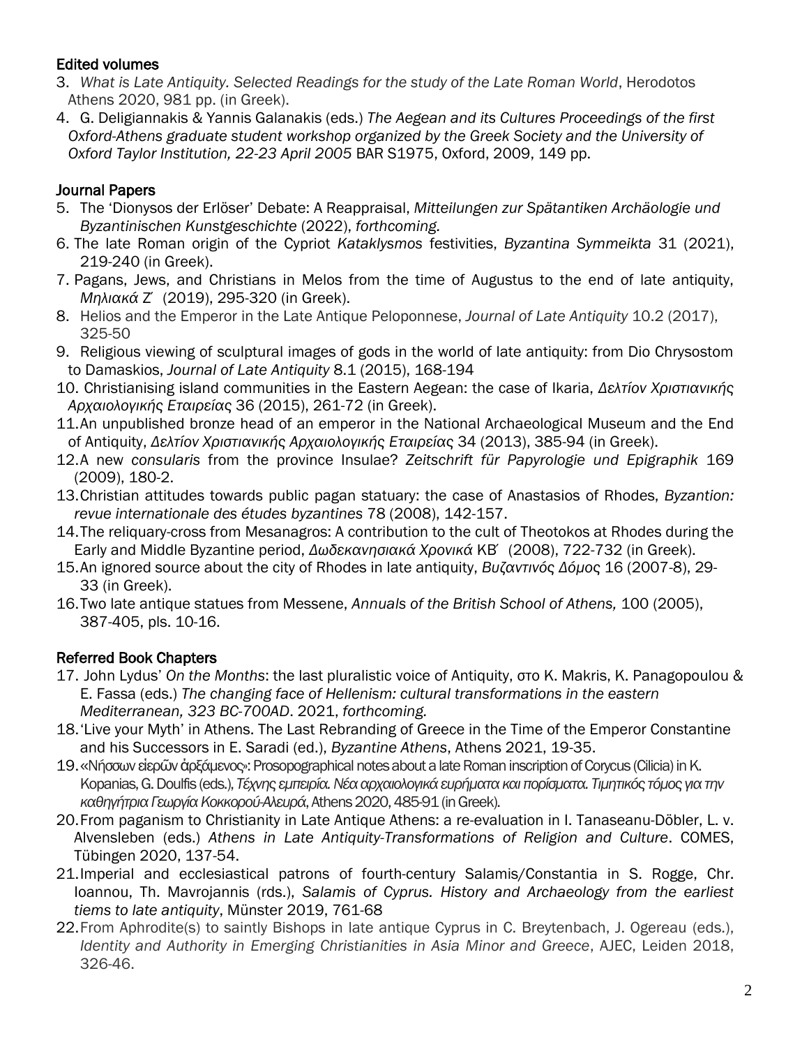## Edited volumes

3. *What is Late Antiquity. Selected Readings for the study of the Late Roman World*, Herodotos Athens 2020, 981 pp. (in Greek).
4. G. Deligiannakis & Yannis Galanakis (eds.) *The Aegean and its Cultures Proceedings of the first Oxford-Athens graduate student workshop organized by the Greek Society and the University of Oxford Taylor Institution, 22-23 April 2005* BAR S1975, Oxford, 2009, 149 pp.

## Journal Papers

5. The 'Dionysos der Erlöser' Debate: A Reappraisal, *Mitteilungen zur Spätantiken Archäologie und Byzantinischen Kunstgeschichte* (2022), *forthcoming.*
6. The late Roman origin of the Cypriot *Kataklysmos* festivities, *Byzantina Symmeikta* 31 (2021), 219-240 (in Greek).
7. Pagans, Jews, and Christians in Melos from the time of Augustus to the end of late antiquity, *Μηλιακά* Ζ΄ (2019), 295-320 (in Greek).
8. Helios and the Emperor in the Late Antique Peloponnese, *Journal of Late Antiquity* 10.2 (2017), 325-50
9. Religious viewing of sculptural images of gods in the world of late antiquity: from Dio Chrysostom to Damaskios, *Journal of Late Antiquity* 8.1 (2015), 168-194
10. Christianising island communities in the Eastern Aegean: the case of Ikaria, *Δελτίον Χριστιανικής Αρχαιολογικής Εταιρείας* 36 (2015), 261-72 (in Greek).
11. An unpublished bronze head of an emperor in the National Archaeological Museum and the End of Antiquity, *Δελτίον Χριστιανικής Αρχαιολογικής Εταιρείας* 34 (2013), 385-94 (in Greek).
12. A new *consularis* from the province Insulae? *Zeitschrift für Papyrologie und Epigraphik* 169 (2009), 180-2.
13. Christian attitudes towards public pagan statuary: the case of Anastasios of Rhodes, *Byzantion: revue internationale des études byzantines* 78 (2008), 142-157.
14. The reliquary-cross from Mesanagros: A contribution to the cult of Theotokos at Rhodes during the Early and Middle Byzantine period, *Δωδεκανησιακά Χρονικά* ΚΒ΄ (2008), 722-732 (in Greek).
15. An ignored source about the city of Rhodes in late antiquity, *Βυζαντινός Δόμος* 16 (2007-8), 29-33 (in Greek).
16. Two late antique statues from Messene, *Annuals of the British School of Athens,* 100 (2005), 387-405, pls. 10-16.

## Referred Book Chapters

17. John Lydus' *On the Months*: the last pluralistic voice of Antiquity, στο K. Makris, K. Panagopoulou & E. Fassa (eds.) *The changing face of Hellenism: cultural transformations in the eastern Mediterranean, 323 BC-700AD*. 2021, *forthcoming.*
18. 'Live your Myth' in Athens. The Last Rebranding of Greece in the Time of the Emperor Constantine and his Successors in E. Saradi (ed.), *Byzantine Athens*, Athens 2021, 19-35.
19. «Νήσσων εἱερῶν ἀρξάμενος»: Prosopographical notes about a late Roman inscription of Corycus (Cilicia) in K. Kopanias, G. Doulfis (eds.), *Τέχνης εμπειρία. Νέα αρχαιολογικά ευρήματα και πορίσματα. Τιμητικός τόμος για την καθηγήτρια Γεωργία Κοκκορού-Αλευρά*, Athens 2020, 485-91 (in Greek).
20. From paganism to Christianity in Late Antique Athens: a re-evaluation in I. Tanaseanu-Döbler, L. v. Alvensleben (eds.) *Athens in Late Antiquity-Transformations of Religion and Culture*. COMES, Tübingen 2020, 137-54.
21. Imperial and ecclesiastical patrons of fourth-century Salamis/Constantia in S. Rogge, Chr. Ioannou, Th. Mavrojannis (rds.), *Salamis of Cyprus. History and Archaeology from the earliest tiems to late antiquity*, Münster 2019, 761-68
22. From Aphrodite(s) to saintly Bishops in late antique Cyprus in C. Breytenbach, J. Ogereau (eds.), *Identity and Authority in Emerging Christianities in Asia Minor and Greece*, AJEC, Leiden 2018, 326-46.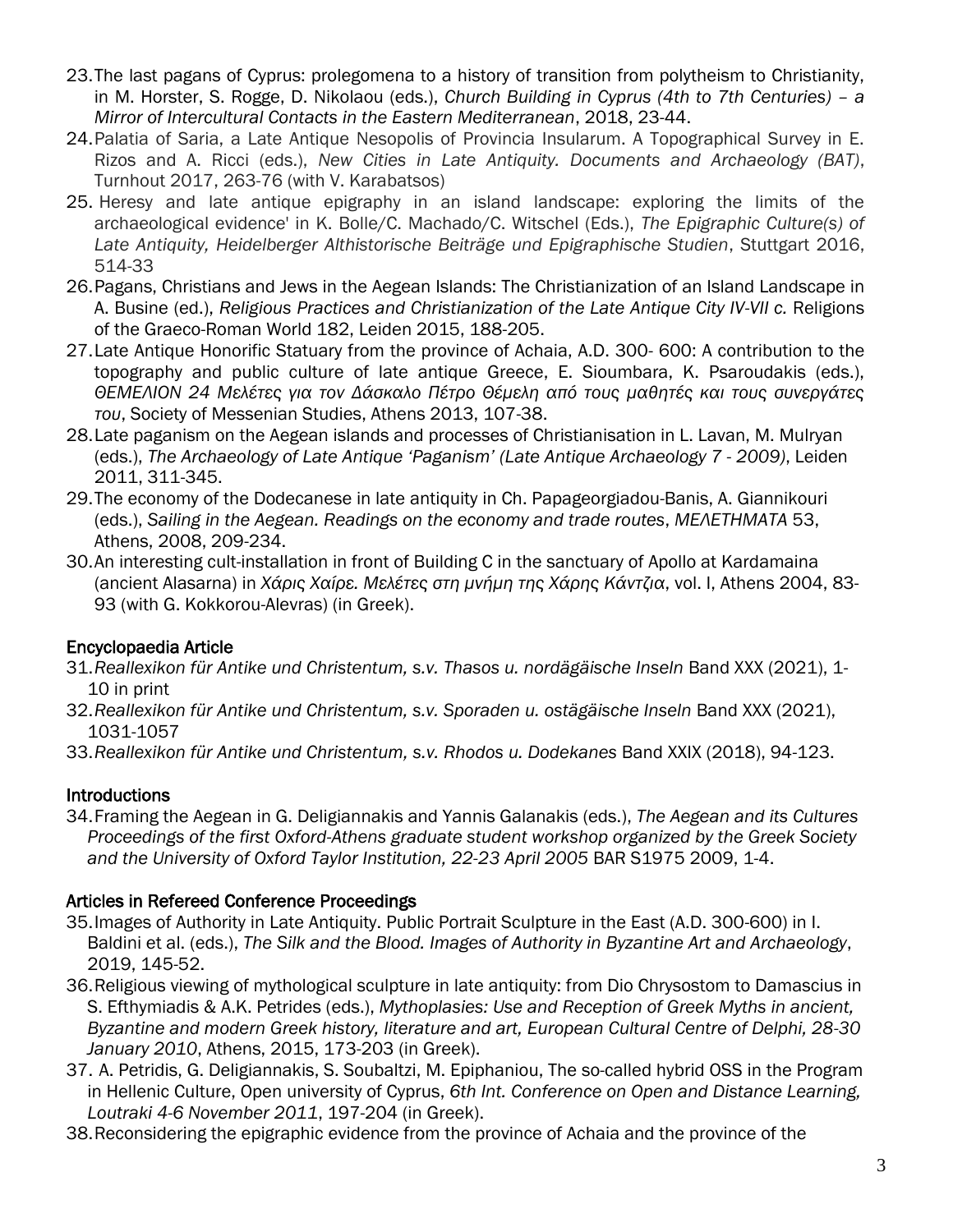23. The last pagans of Cyprus: prolegomena to a history of transition from polytheism to Christianity, in M. Horster, S. Rogge, D. Nikolaou (eds.), *Church Building in Cyprus (4th to 7th Centuries) – a Mirror of Intercultural Contacts in the Eastern Mediterranean*, 2018, 23-44.
24. Palatia of Saria, a Late Antique Nesopolis of Provincia Insularum. A Topographical Survey in E. Rizos and A. Ricci (eds.), *New Cities in Late Antiquity. Documents and Archaeology (BAT)*, Turnhout 2017, 263-76 (with V. Karabatsos)
25. Heresy and late antique epigraphy in an island landscape: exploring the limits of the archaeological evidence' in K. Bolle/C. Machado/C. Witschel (Eds.), *The Epigraphic Culture(s) of Late Antiquity, Heidelberger Althistorische Beiträge und Epigraphische Studien*, Stuttgart 2016, 514-33
26. Pagans, Christians and Jews in the Aegean Islands: The Christianization of an Island Landscape in A. Busine (ed.), *Religious Practices and Christianization of the Late Antique City IV-VII c.* Religions of the Graeco-Roman World 182, Leiden 2015, 188-205.
27. Late Antique Honorific Statuary from the province of Achaia, A.D. 300- 600: A contribution to the topography and public culture of late antique Greece, E. Sioumbara, K. Psaroudakis (eds.), *ΘΕΜΕΛΙΟΝ 24 Μελέτες για τον Δάσκαλο Πέτρο Θέμελη από τους μαθητές και τους συνεργάτες του*, Society of Messenian Studies, Athens 2013, 107-38.
28. Late paganism on the Aegean islands and processes of Christianisation in L. Lavan, M. Mulryan (eds.), *The Archaeology of Late Antique 'Paganism' (Late Antique Archaeology 7 - 2009)*, Leiden 2011, 311-345.
29. The economy of the Dodecanese in late antiquity in Ch. Papageorgiadou-Banis, A. Giannikouri (eds.), *Sailing in the Aegean. Readings on the economy and trade routes*, *ΜΕΛΕΤΗΜΑΤΑ* 53, Athens, 2008, 209-234.
30. An interesting cult-installation in front of Building C in the sanctuary of Apollo at Kardamaina (ancient Alasarna) in *Χάρις Χαίρε. Μελέτες στη μνήμη της Χάρης Κάντζια*, vol. I, Athens 2004, 83-93 (with G. Kokkorou-Alevras) (in Greek).

## Encyclopaedia Article

31. *Reallexikon für Antike und Christentum, s.v. Thasos u. nordägäische Inseln* Band XXX (2021), 1-10 in print
32. *Reallexikon für Antike und Christentum, s.v. Sporaden u. ostägäische Inseln* Band XXX (2021), 1031-1057
33. *Reallexikon für Antike und Christentum, s.v. Rhodos u. Dodekanes* Band XXIX (2018), 94-123.

## Introductions

34. Framing the Aegean in G. Deligiannakis and Yannis Galanakis (eds.), *The Aegean and its Cultures Proceedings of the first Oxford-Athens graduate student workshop organized by the Greek Society and the University of Oxford Taylor Institution, 22-23 April 2005* BAR S1975 2009, 1-4.

## Articles in Refereed Conference Proceedings

35. Images of Authority in Late Antiquity. Public Portrait Sculpture in the East (A.D. 300-600) in I. Baldini et al. (eds.), *The Silk and the Blood. Images of Authority in Byzantine Art and Archaeology*, 2019, 145-52.
36. Religious viewing of mythological sculpture in late antiquity: from Dio Chrysostom to Damascius in S. Efthymiadis & A.K. Petrides (eds.), *Mythoplasies: Use and Reception of Greek Myths in ancient, Byzantine and modern Greek history, literature and art, European Cultural Centre of Delphi, 28-30 January 2010*, Athens, 2015, 173-203 (in Greek).
37. A. Petridis, G. Deligiannakis, S. Soubaltzi, M. Epiphaniou, The so-called hybrid OSS in the Program in Hellenic Culture, Open university of Cyprus, *6th Int. Conference on Open and Distance Learning, Loutraki 4-6 November 2011*, 197-204 (in Greek).
38. Reconsidering the epigraphic evidence from the province of Achaia and the province of the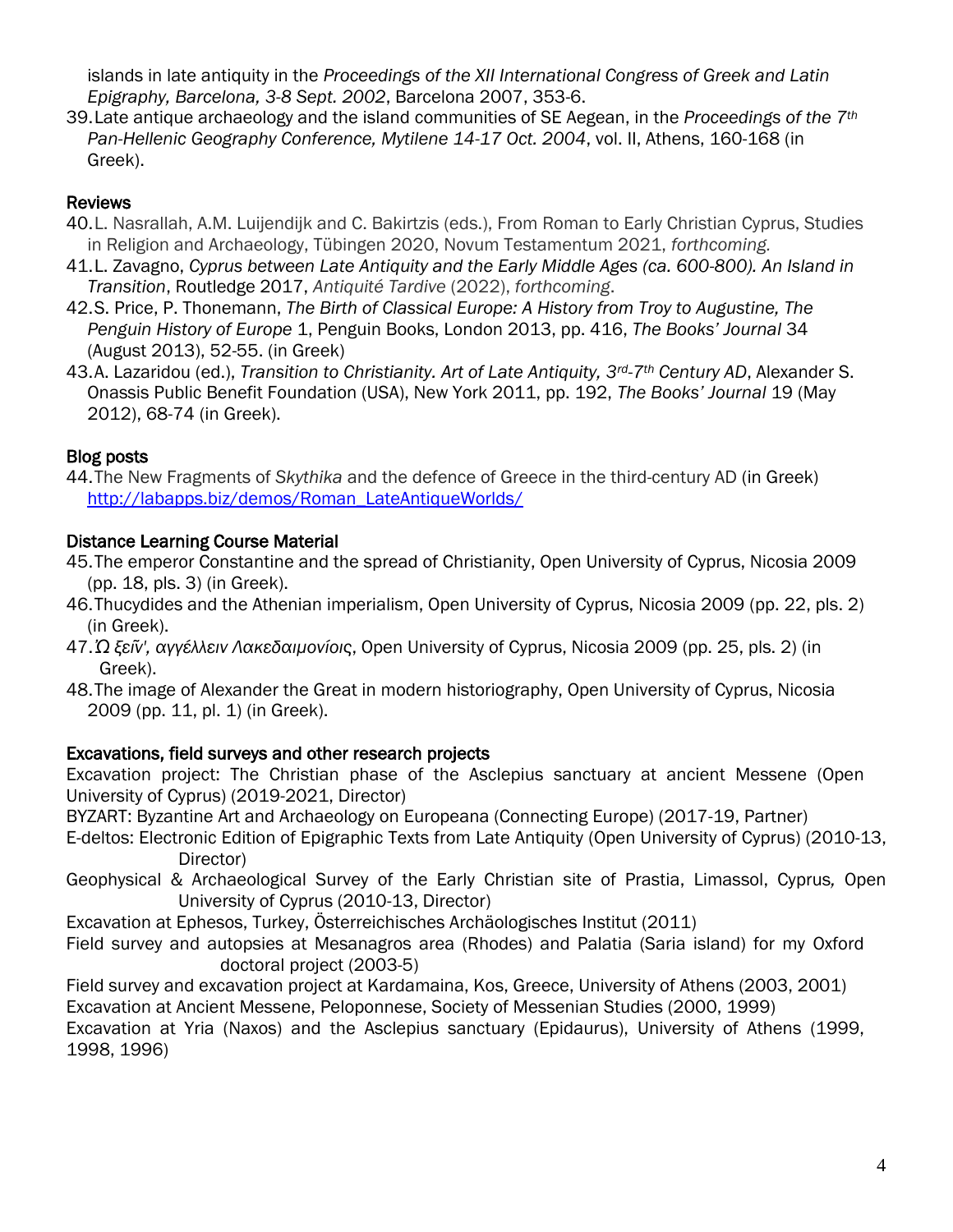islands in late antiquity in the *Proceedings of the XII International Congress of Greek and Latin Epigraphy, Barcelona, 3-8 Sept. 2002*, Barcelona 2007, 353-6.

39. Late antique archaeology and the island communities of SE Aegean, in the *Proceedings of the 7th Pan-Hellenic Geography Conference, Mytilene 14-17 Oct. 2004*, vol. II, Athens, 160-168 (in Greek).

## Reviews

40. L. Nasrallah, A.M. Luijendijk and C. Bakirtzis (eds.), From Roman to Early Christian Cyprus, Studies in Religion and Archaeology, Tübingen 2020, Novum Testamentum 2021, *forthcoming.*
41. L. Zavagno, *Cyprus between Late Antiquity and the Early Middle Ages (ca. 600-800). An Island in Transition*, Routledge 2017, *Antiquité Tardive* (2022), *forthcoming*.
42. S. Price, P. Thonemann, *The Birth of Classical Europe: A History from Troy to Augustine, The Penguin History of Europe* 1, Penguin Books, London 2013, pp. 416, *The Books' Journal* 34 (August 2013), 52-55. (in Greek)
43. A. Lazaridou (ed.), *Transition to Christianity. Art of Late Antiquity, 3rd-7th Century AD*, Alexander S. Onassis Public Benefit Foundation (USA), New York 2011, pp. 192, *The Books' Journal* 19 (May 2012), 68-74 (in Greek).

## Blog posts

44. The New Fragments of *Skythika* and the defence of Greece in the third-century AD (in Greek) http://labapps.biz/demos/Roman_LateAntiqueWorlds/

## Distance Learning Course Material

45. The emperor Constantine and the spread of Christianity, Open University of Cyprus, Nicosia 2009 (pp. 18, pls. 3) (in Greek).
46. Thucydides and the Athenian imperialism, Open University of Cyprus, Nicosia 2009 (pp. 22, pls. 2) (in Greek).
47. *Ὦ ξεῖν', ἀγγέλλειν Λακεδαιμονίοις*, Open University of Cyprus, Nicosia 2009 (pp. 25, pls. 2) (in Greek).
48. The image of Alexander the Great in modern historiography, Open University of Cyprus, Nicosia 2009 (pp. 11, pl. 1) (in Greek).

## Excavations, field surveys and other research projects

Excavation project: The Christian phase of the Asclepius sanctuary at ancient Messene (Open University of Cyprus) (2019-2021, Director)

BYZART: Byzantine Art and Archaeology on Europeana (Connecting Europe) (2017-19, Partner)

E-deltos: Electronic Edition of Epigraphic Texts from Late Antiquity (Open University of Cyprus) (2010-13, Director)

Geophysical & Archaeological Survey of the Early Christian site of Prastia, Limassol, Cyprus*,* Open University of Cyprus (2010-13, Director)

Excavation at Ephesos, Turkey, Österreichisches Archäologisches Institut (2011)

Field survey and autopsies at Mesanagros area (Rhodes) and Palatia (Saria island) for my Oxford doctoral project (2003-5)

Field survey and excavation project at Kardamaina, Kos, Greece, University of Athens (2003, 2001)

Excavation at Ancient Messene, Peloponnese, Society of Messenian Studies (2000, 1999)

Excavation at Yria (Naxos) and the Asclepius sanctuary (Epidaurus), University of Athens (1999, 1998, 1996)